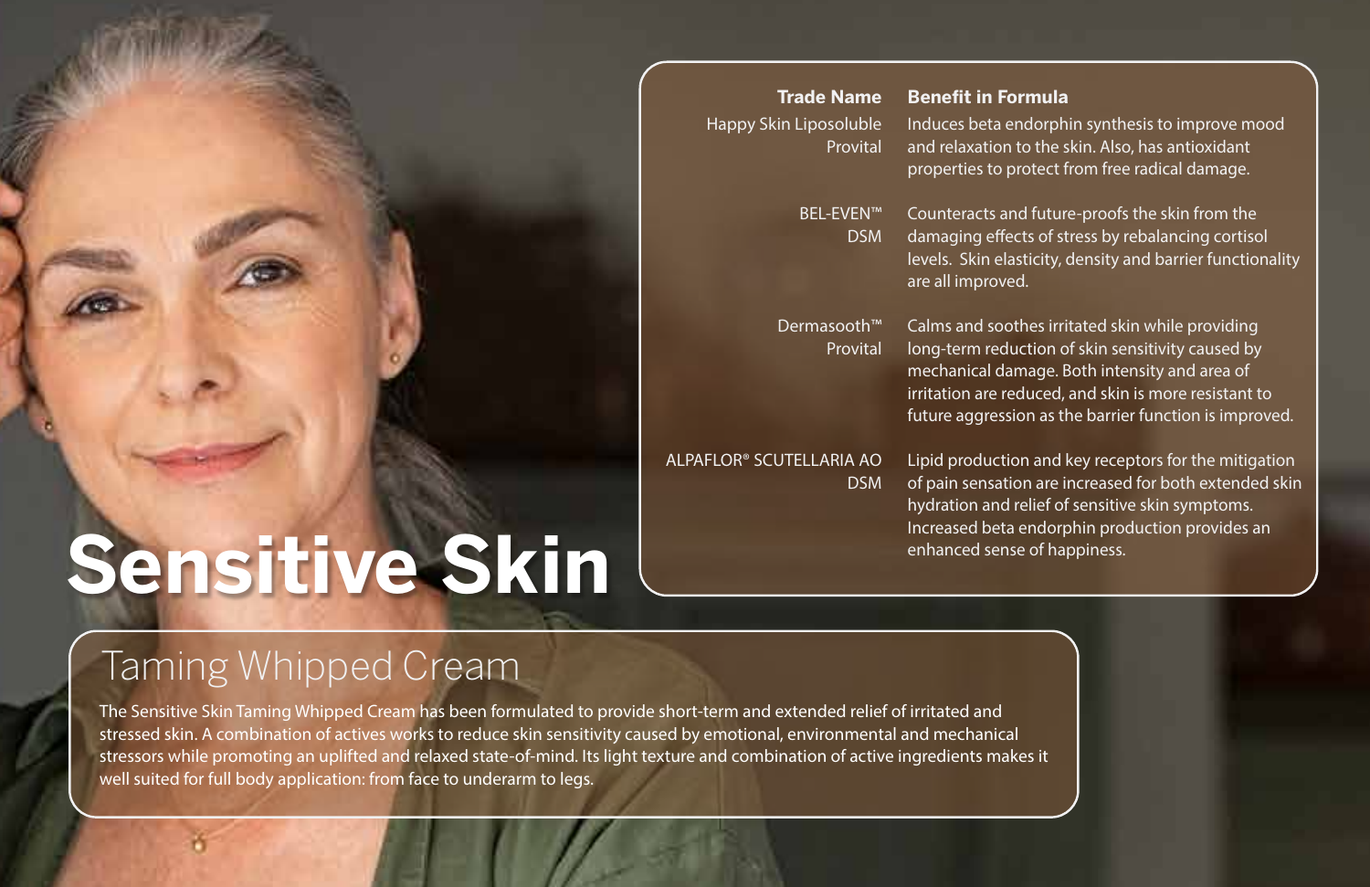# Sensitive Skin

| Trade Name | Benefit in Formula |
| --- | --- |
| Happy Skin Liposoluble Provital | Induces beta endorphin synthesis to improve mood and relaxation to the skin. Also, has antioxidant properties to protect from free radical damage. |
| BEL-EVEN™ DSM | Counteracts and future-proofs the skin from the damaging effects of stress by rebalancing cortisol levels. Skin elasticity, density and barrier functionality are all improved. |
| Dermasooth™ Provital | Calms and soothes irritated skin while providing long-term reduction of skin sensitivity caused by mechanical damage. Both intensity and area of irritation are reduced, and skin is more resistant to future aggression as the barrier function is improved. |
| ALPAFLOR® SCUTELLARIA AO DSM | Lipid production and key receptors for the mitigation of pain sensation are increased for both extended skin hydration and relief of sensitive skin symptoms. Increased beta endorphin production provides an enhanced sense of happiness. |

## Taming Whipped Cream

The Sensitive Skin Taming Whipped Cream has been formulated to provide short-term and extended relief of irritated and stressed skin. A combination of actives works to reduce skin sensitivity caused by emotional, environmental and mechanical stressors while promoting an uplifted and relaxed state-of-mind. Its light texture and combination of active ingredients makes it well suited for full body application: from face to underarm to legs.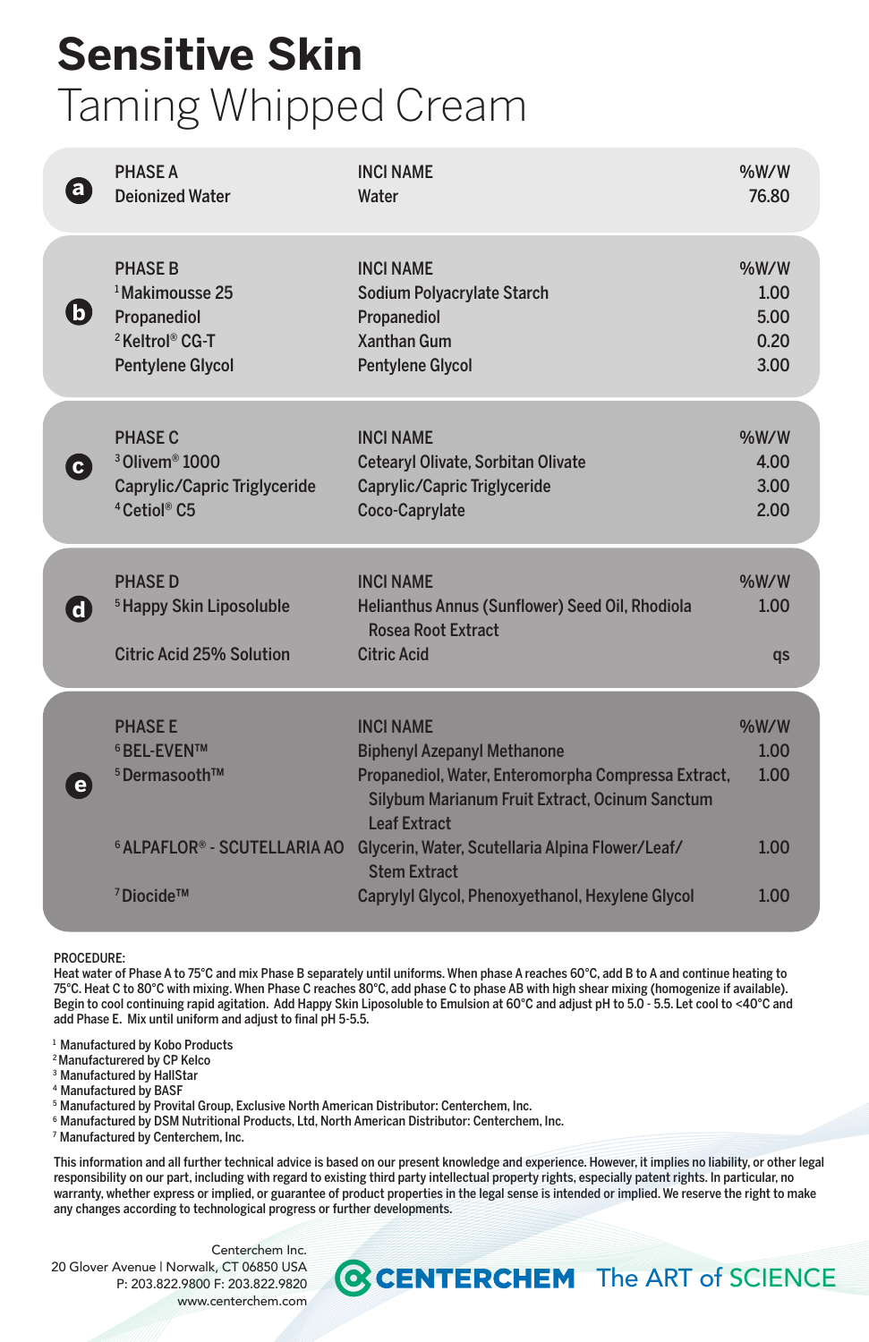# Sensitive Skin

## Taming Whipped Cream

| | PHASE A | INCI NAME | %W/W |
|---|---|---|---|
| a | Deionized Water | Water | 76.80 |

| | PHASE B | INCI NAME | %W/W |
|---|---|---|---|
| b | [1] Makimousse 25 | Sodium Polyacrylate Starch | 1.00 |
| | Propanediol | Propanediol | 5.00 |
| | [2] Keltrol® CG-T | Xanthan Gum | 0.20 |
| | Pentylene Glycol | Pentylene Glycol | 3.00 |

| | PHASE C | INCI NAME | %W/W |
|---|---|---|---|
| c | [3] Olivem® 1000 | Cetearyl Olivate, Sorbitan Olivate | 4.00 |
| | Caprylic/Capric Triglyceride | Caprylic/Capric Triglyceride | 3.00 |
| | [4] Cetiol® C5 | Coco-Caprylate | 2.00 |

| | PHASE D | INCI NAME | %W/W |
|---|---|---|---|
| d | [5] Happy Skin Liposoluble | Helianthus Annus (Sunflower) Seed Oil, Rhodiola Rosea Root Extract | 1.00 |
| | Citric Acid 25% Solution | Citric Acid | qs |

| | PHASE E | INCI NAME | %W/W |
|---|---|---|---|
| e | [6] BEL-EVEN™ | Biphenyl Azepanyl Methanone | 1.00 |
| | [5] Dermasooth™ | Propanediol, Water, Enteromorpha Compressa Extract, Silybum Marianum Fruit Extract, Ocinum Sanctum Leaf Extract | 1.00 |
| | [6] ALPAFLOR® - SCUTELLARIA AO | Glycerin, Water, Scutellaria Alpina Flower/Leaf/Stem Extract | 1.00 |
| | [7] Diocide™ | Caprylyl Glycol, Phenoxyethanol, Hexylene Glycol | 1.00 |

PROCEDURE:
Heat water of Phase A to 75°C and mix Phase B separately until uniforms. When phase A reaches 60°C, add B to A and continue heating to 75°C. Heat C to 80°C with mixing. When Phase C reaches 80°C, add phase C to phase AB with high shear mixing (homogenize if available). Begin to cool continuing rapid agitation. Add Happy Skin Liposoluble to Emulsion at 60°C and adjust pH to 5.0 - 5.5. Let cool to <40°C and add Phase E. Mix until uniform and adjust to final pH 5-5.5.

[1] Manufactured by Kobo Products
[2] Manufacturered by CP Kelco
[3] Manufactured by HallStar
[4] Manufactured by BASF
[5] Manufactured by Provital Group, Exclusive North American Distributor: Centerchem, Inc.
[6] Manufactured by DSM Nutritional Products, Ltd, North American Distributor: Centerchem, Inc.
[7] Manufactured by Centerchem, Inc.

This information and all further technical advice is based on our present knowledge and experience. However, it implies no liability, or other legal responsibility on our part, including with regard to existing third party intellectual property rights, especially patent rights. In particular, no warranty, whether express or implied, or guarantee of product properties in the legal sense is intended or implied. We reserve the right to make any changes according to technological progress or further developments.

Centerchem Inc.
20 Glover Avenue | Norwalk, CT 06850 USA
P: 203.822.9800 F: 203.822.9820
www.centerchem.com

CENTERCHEM The ART of SCIENCE